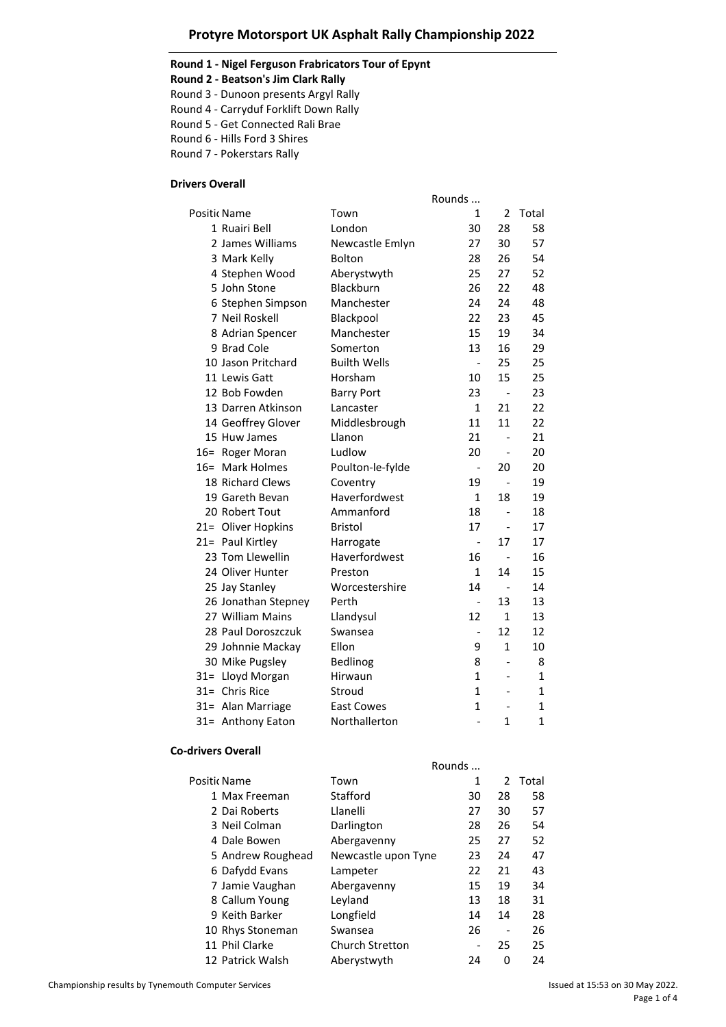# Protyre Motorsport UK Asphalt Rally Championship 2022

**Round 1 - Nigel Ferguson Fabricators Tour of Epynt**
**Round 2 - Beatson's Jim Clark Rally**
Round 3 - Dunoon presents Argyl Rally
Round 4 - Carryduf Forklift Down Rally
Round 5 - Get Connected Rali Brae
Round 6 - Hills Ford 3 Shires
Round 7 - Pokerstars Rally

## Drivers Overall

| Position | Name | Town | Rounds ... 1 | 2 | Total |
|---|---|---|---|---|---|
| 1 | Ruairi Bell | London | 30 | 28 | 58 |
| 2 | James Williams | Newcastle Emlyn | 27 | 30 | 57 |
| 3 | Mark Kelly | Bolton | 28 | 26 | 54 |
| 4 | Stephen Wood | Aberystwyth | 25 | 27 | 52 |
| 5 | John Stone | Blackburn | 26 | 22 | 48 |
| 6 | Stephen Simpson | Manchester | 24 | 24 | 48 |
| 7 | Neil Roskell | Blackpool | 22 | 23 | 45 |
| 8 | Adrian Spencer | Manchester | 15 | 19 | 34 |
| 9 | Brad Cole | Somerton | 13 | 16 | 29 |
| 10 | Jason Pritchard | Builth Wells | - | 25 | 25 |
| 11 | Lewis Gatt | Horsham | 10 | 15 | 25 |
| 12 | Bob Fowden | Barry Port | 23 | - | 23 |
| 13 | Darren Atkinson | Lancaster | 1 | 21 | 22 |
| 14 | Geoffrey Glover | Middlesbrough | 11 | 11 | 22 |
| 15 | Huw James | Llanon | 21 | - | 21 |
| 16= | Roger Moran | Ludlow | 20 | - | 20 |
| 16= | Mark Holmes | Poulton-le-fylde | - | 20 | 20 |
| 18 | Richard Clews | Coventry | 19 | - | 19 |
| 19 | Gareth Bevan | Haverfordwest | 1 | 18 | 19 |
| 20 | Robert Tout | Ammanford | 18 | - | 18 |
| 21= | Oliver Hopkins | Bristol | 17 | - | 17 |
| 21= | Paul Kirtley | Harrogate | - | 17 | 17 |
| 23 | Tom Llewellin | Haverfordwest | 16 | - | 16 |
| 24 | Oliver Hunter | Preston | 1 | 14 | 15 |
| 25 | Jay Stanley | Worcestershire | 14 | - | 14 |
| 26 | Jonathan Stepney | Perth | - | 13 | 13 |
| 27 | William Mains | Llandysul | 12 | 1 | 13 |
| 28 | Paul Doroszczuk | Swansea | - | 12 | 12 |
| 29 | Johnnie Mackay | Ellon | 9 | 1 | 10 |
| 30 | Mike Pugsley | Bedlinog | 8 | - | 8 |
| 31= | Lloyd Morgan | Hirwaun | 1 | - | 1 |
| 31= | Chris Rice | Stroud | 1 | - | 1 |
| 31= | Alan Marriage | East Cowes | 1 | - | 1 |
| 31= | Anthony Eaton | Northallerton | - | 1 | 1 |

## Co-drivers Overall

| Position | Name | Town | Rounds ... 1 | 2 | Total |
|---|---|---|---|---|---|
| 1 | Max Freeman | Stafford | 30 | 28 | 58 |
| 2 | Dai Roberts | Llanelli | 27 | 30 | 57 |
| 3 | Neil Colman | Darlington | 28 | 26 | 54 |
| 4 | Dale Bowen | Abergavenny | 25 | 27 | 52 |
| 5 | Andrew Roughead | Newcastle upon Tyne | 23 | 24 | 47 |
| 6 | Dafydd Evans | Lampeter | 22 | 21 | 43 |
| 7 | Jamie Vaughan | Abergavenny | 15 | 19 | 34 |
| 8 | Callum Young | Leyland | 13 | 18 | 31 |
| 9 | Keith Barker | Longfield | 14 | 14 | 28 |
| 10 | Rhys Stoneman | Swansea | 26 | - | 26 |
| 11 | Phil Clarke | Church Stretton | - | 25 | 25 |
| 12 | Patrick Walsh | Aberystwyth | 24 | 0 | 24 |

Championship results by Tynemouth Computer Services

Issued at 15:53 on 30 May 2022.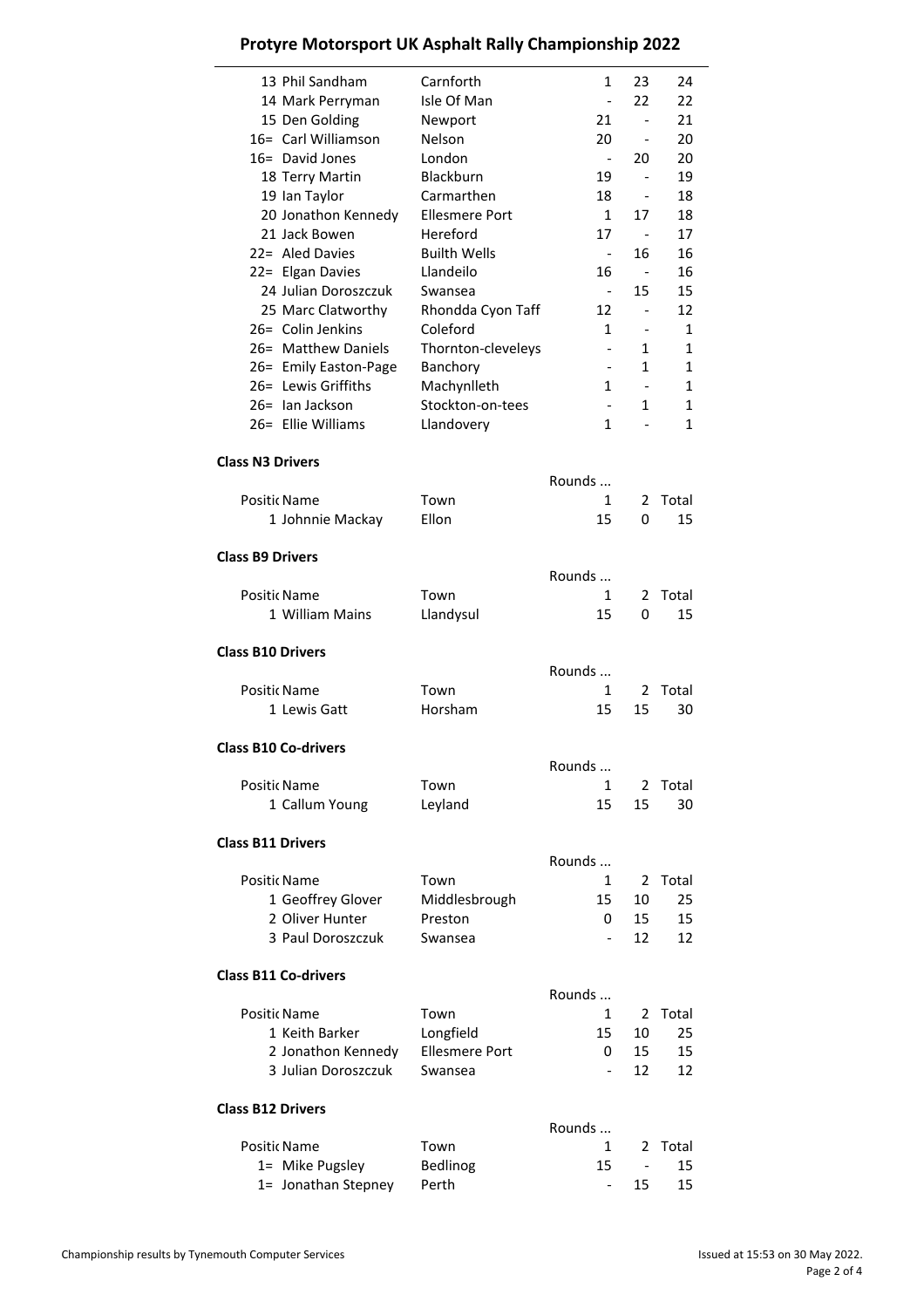# Protyre Motorsport UK Asphalt Rally Championship 2022

| | | | | |
|---|---|---|---|---|
| 13 Phil Sandham | Carnforth | 1 | 23 | 24 |
| 14 Mark Perryman | Isle Of Man | - | 22 | 22 |
| 15 Den Golding | Newport | 21 | - | 21 |
| 16= Carl Williamson | Nelson | 20 | - | 20 |
| 16= David Jones | London | - | 20 | 20 |
| 18 Terry Martin | Blackburn | 19 | - | 19 |
| 19 Ian Taylor | Carmarthen | 18 | - | 18 |
| 20 Jonathon Kennedy | Ellesmere Port | 1 | 17 | 18 |
| 21 Jack Bowen | Hereford | 17 | - | 17 |
| 22= Aled Davies | Builth Wells | - | 16 | 16 |
| 22= Elgan Davies | Llandeilo | 16 | - | 16 |
| 24 Julian Doroszczuk | Swansea | - | 15 | 15 |
| 25 Marc Clatworthy | Rhondda Cyon Taff | 12 | - | 12 |
| 26= Colin Jenkins | Coleford | 1 | - | 1 |
| 26= Matthew Daniels | Thornton-cleveleys | - | 1 | 1 |
| 26= Emily Easton-Page | Banchory | - | 1 | 1 |
| 26= Lewis Griffiths | Machynlleth | 1 | - | 1 |
| 26= Ian Jackson | Stockton-on-tees | - | 1 | 1 |
| 26= Ellie Williams | Llandovery | 1 | - | 1 |

**Class N3 Drivers**

| Position Name | Town | Rounds ... 1 | 2 | Total |
|---|---|---|---|---|
| 1 Johnnie Mackay | Ellon | 15 | 0 | 15 |

**Class B9 Drivers**

| Position Name | Town | Rounds ... 1 | 2 | Total |
|---|---|---|---|---|
| 1 William Mains | Llandysul | 15 | 0 | 15 |

**Class B10 Drivers**

| Position Name | Town | Rounds ... 1 | 2 | Total |
|---|---|---|---|---|
| 1 Lewis Gatt | Horsham | 15 | 15 | 30 |

**Class B10 Co-drivers**

| Position Name | Town | Rounds ... 1 | 2 | Total |
|---|---|---|---|---|
| 1 Callum Young | Leyland | 15 | 15 | 30 |

**Class B11 Drivers**

| Position Name | Town | Rounds ... 1 | 2 | Total |
|---|---|---|---|---|
| 1 Geoffrey Glover | Middlesbrough | 15 | 10 | 25 |
| 2 Oliver Hunter | Preston | 0 | 15 | 15 |
| 3 Paul Doroszczuk | Swansea | - | 12 | 12 |

**Class B11 Co-drivers**

| Position Name | Town | Rounds ... 1 | 2 | Total |
|---|---|---|---|---|
| 1 Keith Barker | Longfield | 15 | 10 | 25 |
| 2 Jonathon Kennedy | Ellesmere Port | 0 | 15 | 15 |
| 3 Julian Doroszczuk | Swansea | - | 12 | 12 |

**Class B12 Drivers**

| Position Name | Town | Rounds ... 1 | 2 | Total |
|---|---|---|---|---|
| 1= Mike Pugsley | Bedlinog | 15 | - | 15 |
| 1= Jonathan Stepney | Perth | - | 15 | 15 |

Championship results by Tynemouth Computer Services

Issued at 15:53 on 30 May 2022.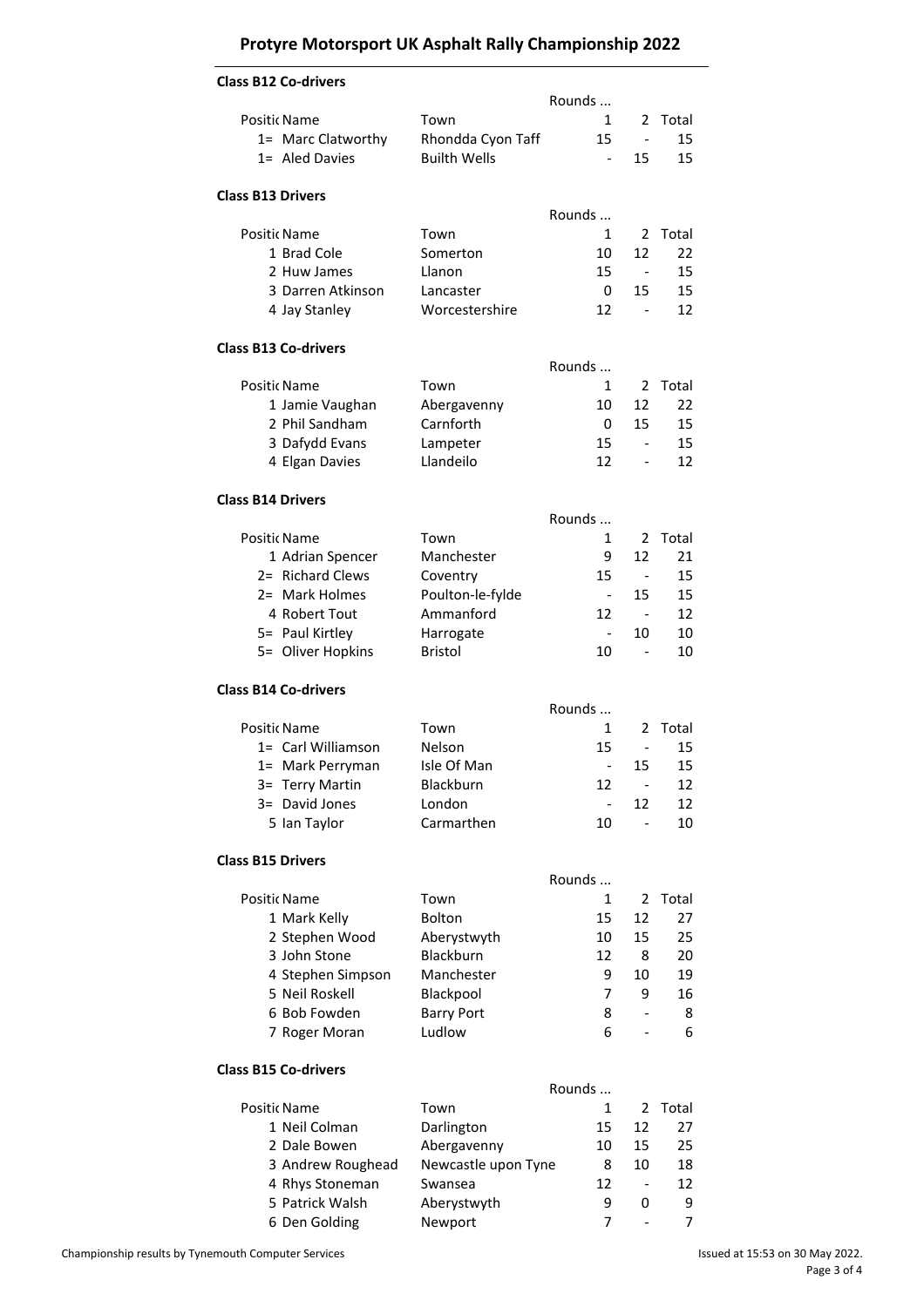# Protyre Motorsport UK Asphalt Rally Championship 2022

### Class B12 Co-drivers

| Position | Name | Town | Rounds ... 1 | 2 | Total |
|---|---|---|---|---|---|
| 1= | Marc Clatworthy | Rhondda Cyon Taff | 15 | - | 15 |
| 1= | Aled Davies | Builth Wells | - | 15 | 15 |

### Class B13 Drivers

| Position | Name | Town | Rounds ... 1 | 2 | Total |
|---|---|---|---|---|---|
| 1 | Brad Cole | Somerton | 10 | 12 | 22 |
| 2 | Huw James | Llanon | 15 | - | 15 |
| 3 | Darren Atkinson | Lancaster | 0 | 15 | 15 |
| 4 | Jay Stanley | Worcestershire | 12 | - | 12 |

### Class B13 Co-drivers

| Position | Name | Town | Rounds ... 1 | 2 | Total |
|---|---|---|---|---|---|
| 1 | Jamie Vaughan | Abergavenny | 10 | 12 | 22 |
| 2 | Phil Sandham | Carnforth | 0 | 15 | 15 |
| 3 | Dafydd Evans | Lampeter | 15 | - | 15 |
| 4 | Elgan Davies | Llandeilo | 12 | - | 12 |

### Class B14 Drivers

| Position | Name | Town | Rounds ... 1 | 2 | Total |
|---|---|---|---|---|---|
| 1 | Adrian Spencer | Manchester | 9 | 12 | 21 |
| 2= | Richard Clews | Coventry | 15 | - | 15 |
| 2= | Mark Holmes | Poulton-le-fylde | - | 15 | 15 |
| 4 | Robert Tout | Ammanford | 12 | - | 12 |
| 5= | Paul Kirtley | Harrogate | - | 10 | 10 |
| 5= | Oliver Hopkins | Bristol | 10 | - | 10 |

### Class B14 Co-drivers

| Position | Name | Town | Rounds ... 1 | 2 | Total |
|---|---|---|---|---|---|
| 1= | Carl Williamson | Nelson | 15 | - | 15 |
| 1= | Mark Perryman | Isle Of Man | - | 15 | 15 |
| 3= | Terry Martin | Blackburn | 12 | - | 12 |
| 3= | David Jones | London | - | 12 | 12 |
| 5 | Ian Taylor | Carmarthen | 10 | - | 10 |

### Class B15 Drivers

| Position | Name | Town | Rounds ... 1 | 2 | Total |
|---|---|---|---|---|---|
| 1 | Mark Kelly | Bolton | 15 | 12 | 27 |
| 2 | Stephen Wood | Aberystwyth | 10 | 15 | 25 |
| 3 | John Stone | Blackburn | 12 | 8 | 20 |
| 4 | Stephen Simpson | Manchester | 9 | 10 | 19 |
| 5 | Neil Roskell | Blackpool | 7 | 9 | 16 |
| 6 | Bob Fowden | Barry Port | 8 | - | 8 |
| 7 | Roger Moran | Ludlow | 6 | - | 6 |

### Class B15 Co-drivers

| Position | Name | Town | Rounds ... 1 | 2 | Total |
|---|---|---|---|---|---|
| 1 | Neil Colman | Darlington | 15 | 12 | 27 |
| 2 | Dale Bowen | Abergavenny | 10 | 15 | 25 |
| 3 | Andrew Roughead | Newcastle upon Tyne | 8 | 10 | 18 |
| 4 | Rhys Stoneman | Swansea | 12 | - | 12 |
| 5 | Patrick Walsh | Aberystwyth | 9 | 0 | 9 |
| 6 | Den Golding | Newport | 7 | - | 7 |

Championship results by Tynemouth Computer Services

Issued at 15:53 on 30 May 2022.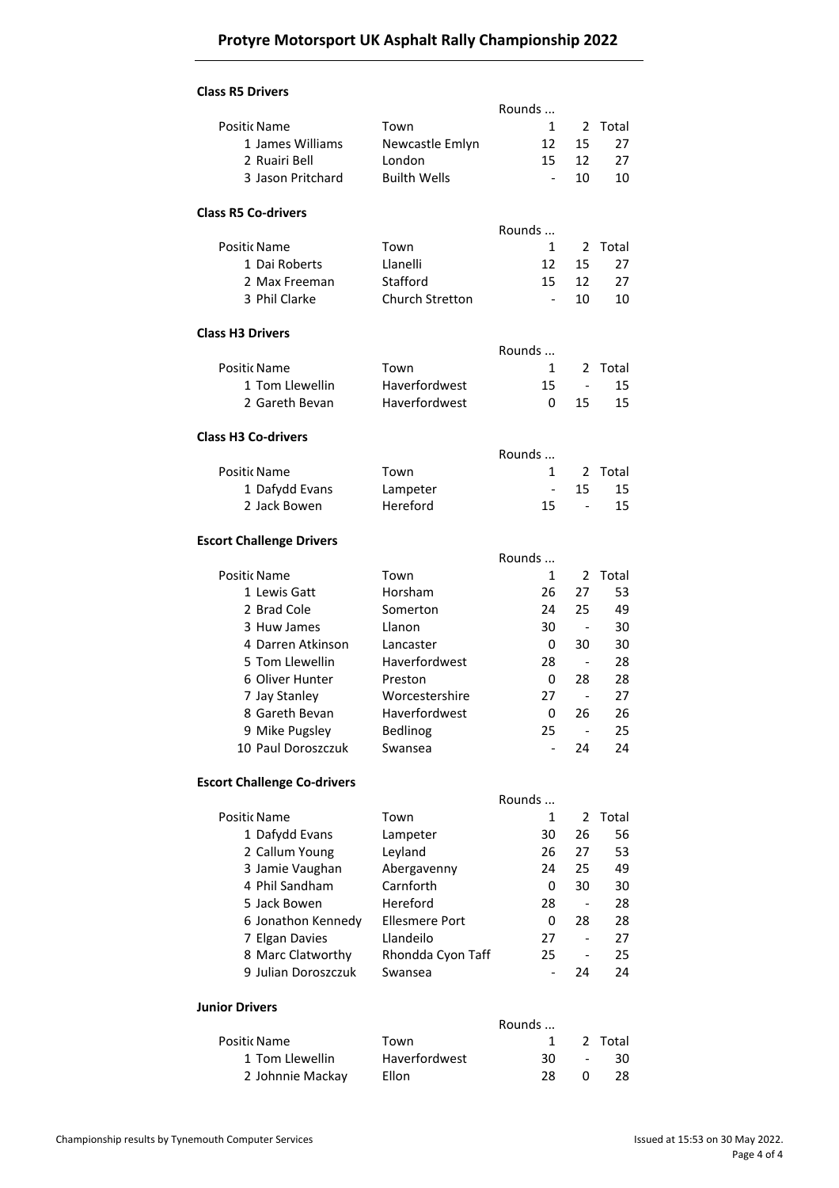# Protyre Motorsport UK Asphalt Rally Championship 2022

**Class R5 Drivers**

| Position | Name | Town | Rounds ... 1 | 2 | Total |
|---|---|---|---|---|---|
| 1 | James Williams | Newcastle Emlyn | 12 | 15 | 27 |
| 2 | Ruairi Bell | London | 15 | 12 | 27 |
| 3 | Jason Pritchard | Builth Wells | - | 10 | 10 |

**Class R5 Co-drivers**

| Position | Name | Town | Rounds ... 1 | 2 | Total |
|---|---|---|---|---|---|
| 1 | Dai Roberts | Llanelli | 12 | 15 | 27 |
| 2 | Max Freeman | Stafford | 15 | 12 | 27 |
| 3 | Phil Clarke | Church Stretton | - | 10 | 10 |

**Class H3 Drivers**

| Position | Name | Town | Rounds ... 1 | 2 | Total |
|---|---|---|---|---|---|
| 1 | Tom Llewellin | Haverfordwest | 15 | - | 15 |
| 2 | Gareth Bevan | Haverfordwest | 0 | 15 | 15 |

**Class H3 Co-drivers**

| Position | Name | Town | Rounds ... 1 | 2 | Total |
|---|---|---|---|---|---|
| 1 | Dafydd Evans | Lampeter | - | 15 | 15 |
| 2 | Jack Bowen | Hereford | 15 | - | 15 |

**Escort Challenge Drivers**

| Position | Name | Town | Rounds ... 1 | 2 | Total |
|---|---|---|---|---|---|
| 1 | Lewis Gatt | Horsham | 26 | 27 | 53 |
| 2 | Brad Cole | Somerton | 24 | 25 | 49 |
| 3 | Huw James | Llanon | 30 | - | 30 |
| 4 | Darren Atkinson | Lancaster | 0 | 30 | 30 |
| 5 | Tom Llewellin | Haverfordwest | 28 | - | 28 |
| 6 | Oliver Hunter | Preston | 0 | 28 | 28 |
| 7 | Jay Stanley | Worcestershire | 27 | - | 27 |
| 8 | Gareth Bevan | Haverfordwest | 0 | 26 | 26 |
| 9 | Mike Pugsley | Bedlinog | 25 | - | 25 |
| 10 | Paul Doroszczuk | Swansea | - | 24 | 24 |

**Escort Challenge Co-drivers**

| Position | Name | Town | Rounds ... 1 | 2 | Total |
|---|---|---|---|---|---|
| 1 | Dafydd Evans | Lampeter | 30 | 26 | 56 |
| 2 | Callum Young | Leyland | 26 | 27 | 53 |
| 3 | Jamie Vaughan | Abergavenny | 24 | 25 | 49 |
| 4 | Phil Sandham | Carnforth | 0 | 30 | 30 |
| 5 | Jack Bowen | Hereford | 28 | - | 28 |
| 6 | Jonathon Kennedy | Ellesmere Port | 0 | 28 | 28 |
| 7 | Elgan Davies | Llandeilo | 27 | - | 27 |
| 8 | Marc Clatworthy | Rhondda Cyon Taff | 25 | - | 25 |
| 9 | Julian Doroszczuk | Swansea | - | 24 | 24 |

**Junior Drivers**

| Position | Name | Town | Rounds ... 1 | 2 | Total |
|---|---|---|---|---|---|
| 1 | Tom Llewellin | Haverfordwest | 30 | - | 30 |
| 2 | Johnnie Mackay | Ellon | 28 | 0 | 28 |

Championship results by Tynemouth Computer Services

Issued at 15:53 on 30 May 2022.